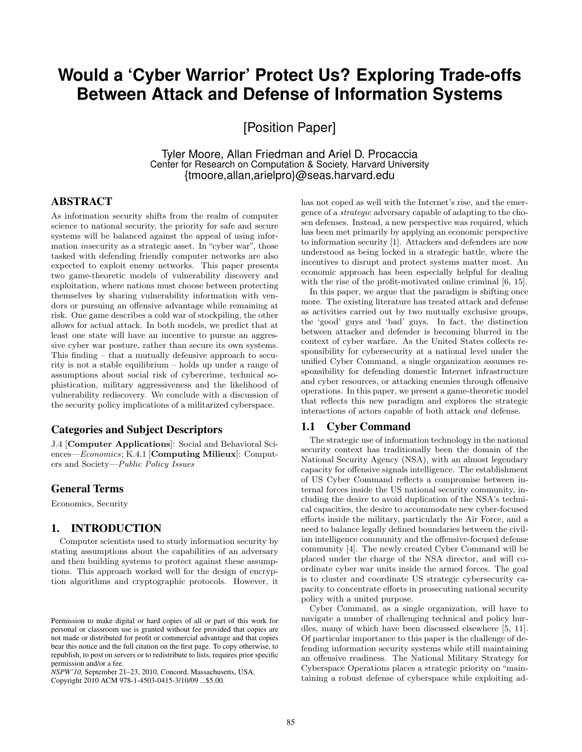# Would a 'Cyber Warrior' Protect Us? Exploring Trade-offs Between Attack and Defense of Information Systems

[Position Paper]

Tyler Moore, Allan Friedman and Ariel D. Procaccia
Center for Research on Computation & Society, Harvard University
{tmoore,allan,arielpro}@seas.harvard.edu

## ABSTRACT

As information security shifts from the realm of computer science to national security, the priority for safe and secure systems will be balanced against the appeal of using information *in*security as a strategic asset. In "cyber war", those tasked with defending friendly computer networks are also expected to exploit enemy networks. This paper presents two game-theoretic models of vulnerability discovery and exploitation, where nations must choose between protecting themselves by sharing vulnerability information with vendors or pursuing an offensive advantage while remaining at risk. One game describes a cold war of stockpiling, the other allows for actual attack. In both models, we predict that at least one state will have an incentive to pursue an aggressive cyber war posture, rather than secure its own systems. This finding – that a mutually defensive approach to security is not a stable equilibrium – holds up under a range of assumptions about social risk of cybercrime, technical sophistication, military aggressiveness and the likelihood of vulnerability rediscovery. We conclude with a discussion of the security policy implications of a militarized cyberspace.

### Categories and Subject Descriptors

J.4 [**Computer Applications**]: Social and Behavioral Sciences—*Economics*; K.4.1 [**Computing Milieux**]: Computers and Society—*Public Policy Issues*

### General Terms

Economics, Security

## 1. INTRODUCTION

Computer scientists used to study information security by stating assumptions about the capabilities of an adversary and then building systems to protect against these assumptions. This approach worked well for the design of encryption algorithms and cryptographic protocols. However, it has not coped as well with the Internet's rise, and the emergence of a *strategic* adversary capable of adapting to the chosen defenses. Instead, a new perspective was required, which has been met primarily by applying an economic perspective to information security [1]. Attackers and defenders are now understood as being locked in a strategic battle, where the incentives to disrupt and protect systems matter most. An economic approach has been especially helpful for dealing with the rise of the profit-motivated online criminal [6, 15].

In this paper, we argue that the paradigm is shifting once more. The existing literature has treated attack and defense as activities carried out by two mutually exclusive groups, the 'good' guys and 'bad' guys. In fact, the distinction between attacker and defender is becoming blurred in the context of cyber warfare. As the United States collects responsibility for cybersecurity at a national level under the unified Cyber Command, a single organization assumes responsibility for defending domestic Internet infrastructure and cyber resources, or attacking enemies through offensive operations. In this paper, we present a game-theoretic model that reflects this new paradigm and explores the strategic interactions of actors capable of both attack *and* defense.

### 1.1 Cyber Command

The strategic use of information technology in the national security context has traditionally been the domain of the National Security Agency (NSA), with an almost legendary capacity for offensive signals intelligence. The establishment of US Cyber Command reflects a compromise between internal forces inside the US national security community, including the desire to avoid duplication of the NSA's technical capacities, the desire to accommodate new cyber-focused efforts inside the military, particularly the Air Force, and a need to balance legally defined boundaries between the civilian intelligence community and the offensive-focused defense community [4]. The newly created Cyber Command will be placed under the charge of the NSA director, and will coordinate cyber war units inside the armed forces. The goal is to cluster and coordinate US strategic cybersecurity capacity to concentrate efforts in prosecuting national security policy with a united purpose.

Cyber Command, as a single organization, will have to navigate a number of challenging technical and policy hurdles, many of which have been discussed elsewhere [5, 11]. Of particular importance to this paper is the challenge of defending information security systems while still maintaining an offensive readiness. The National Military Strategy for Cyberspace Operations places a strategic priority on "maintaining a robust defense of cyberspace while exploiting ad-

Permission to make digital or hard copies of all or part of this work for personal or classroom use is granted without fee provided that copies are not made or distributed for profit or commercial advantage and that copies bear this notice and the full citation on the first page. To copy otherwise, to republish, to post on servers or to redistribute to lists, requires prior specific permission and/or a fee.
*NSPW'10,* September 21–23, 2010, Concord, Massachusetts, USA.
Copyright 2010 ACM 978-1-4503-0415-3/10/09 ...$5.00.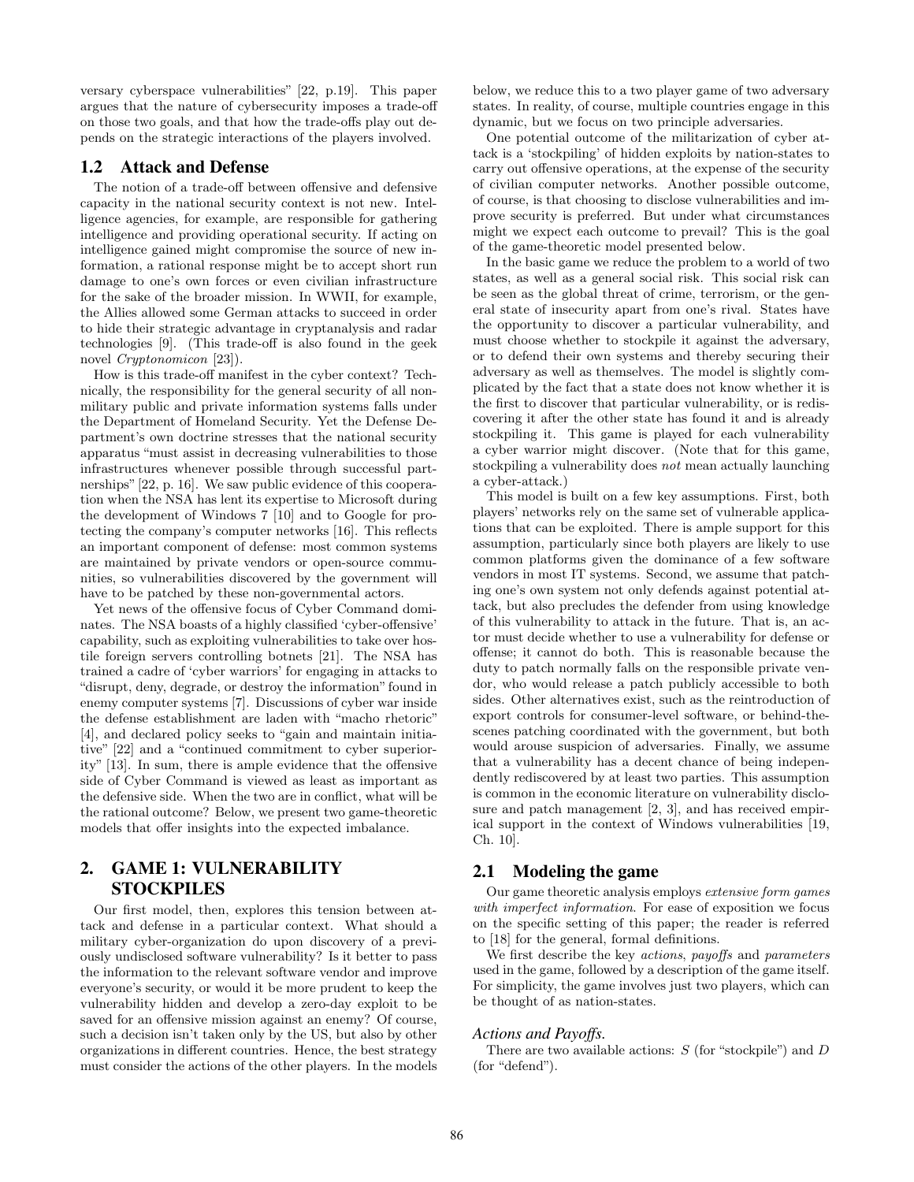versary cyberspace vulnerabilities" [22, p.19]. This paper argues that the nature of cybersecurity imposes a trade-off on those two goals, and that how the trade-offs play out depends on the strategic interactions of the players involved.

## 1.2 Attack and Defense

The notion of a trade-off between offensive and defensive capacity in the national security context is not new. Intelligence agencies, for example, are responsible for gathering intelligence and providing operational security. If acting on intelligence gained might compromise the source of new information, a rational response might be to accept short run damage to one's own forces or even civilian infrastructure for the sake of the broader mission. In WWII, for example, the Allies allowed some German attacks to succeed in order to hide their strategic advantage in cryptanalysis and radar technologies [9]. (This trade-off is also found in the geek novel *Cryptonomicon* [23]).

How is this trade-off manifest in the cyber context? Technically, the responsibility for the general security of all non-military public and private information systems falls under the Department of Homeland Security. Yet the Defense Department's own doctrine stresses that the national security apparatus "must assist in decreasing vulnerabilities to those infrastructures whenever possible through successful partnerships" [22, p. 16]. We saw public evidence of this cooperation when the NSA has lent its expertise to Microsoft during the development of Windows 7 [10] and to Google for protecting the company's computer networks [16]. This reflects an important component of defense: most common systems are maintained by private vendors or open-source communities, so vulnerabilities discovered by the government will have to be patched by these non-governmental actors.

Yet news of the offensive focus of Cyber Command dominates. The NSA boasts of a highly classified 'cyber-offensive' capability, such as exploiting vulnerabilities to take over hostile foreign servers controlling botnets [21]. The NSA has trained a cadre of 'cyber warriors' for engaging in attacks to "disrupt, deny, degrade, or destroy the information" found in enemy computer systems [7]. Discussions of cyber war inside the defense establishment are laden with "macho rhetoric" [4], and declared policy seeks to "gain and maintain initiative" [22] and a "continued commitment to cyber superiority" [13]. In sum, there is ample evidence that the offensive side of Cyber Command is viewed as least as important as the defensive side. When the two are in conflict, what will be the rational outcome? Below, we present two game-theoretic models that offer insights into the expected imbalance.

# 2. GAME 1: VULNERABILITY STOCKPILES

Our first model, then, explores this tension between attack and defense in a particular context. What should a military cyber-organization do upon discovery of a previously undisclosed software vulnerability? Is it better to pass the information to the relevant software vendor and improve everyone's security, or would it be more prudent to keep the vulnerability hidden and develop a zero-day exploit to be saved for an offensive mission against an enemy? Of course, such a decision isn't taken only by the US, but also by other organizations in different countries. Hence, the best strategy must consider the actions of the other players. In the models below, we reduce this to a two player game of two adversary states. In reality, of course, multiple countries engage in this dynamic, but we focus on two principle adversaries.

One potential outcome of the militarization of cyber attack is a 'stockpiling' of hidden exploits by nation-states to carry out offensive operations, at the expense of the security of civilian computer networks. Another possible outcome, of course, is that choosing to disclose vulnerabilities and improve security is preferred. But under what circumstances might we expect each outcome to prevail? This is the goal of the game-theoretic model presented below.

In the basic game we reduce the problem to a world of two states, as well as a general social risk. This social risk can be seen as the global threat of crime, terrorism, or the general state of insecurity apart from one's rival. States have the opportunity to discover a particular vulnerability, and must choose whether to stockpile it against the adversary, or to defend their own systems and thereby securing their adversary as well as themselves. The model is slightly complicated by the fact that a state does not know whether it is the first to discover that particular vulnerability, or is rediscovering it after the other state has found it and is already stockpiling it. This game is played for each vulnerability a cyber warrior might discover. (Note that for this game, stockpiling a vulnerability does *not* mean actually launching a cyber-attack.)

This model is built on a few key assumptions. First, both players' networks rely on the same set of vulnerable applications that can be exploited. There is ample support for this assumption, particularly since both players are likely to use common platforms given the dominance of a few software vendors in most IT systems. Second, we assume that patching one's own system not only defends against potential attack, but also precludes the defender from using knowledge of this vulnerability to attack in the future. That is, an actor must decide whether to use a vulnerability for defense or offense; it cannot do both. This is reasonable because the duty to patch normally falls on the responsible private vendor, who would release a patch publicly accessible to both sides. Other alternatives exist, such as the reintroduction of export controls for consumer-level software, or behind-the-scenes patching coordinated with the government, but both would arouse suspicion of adversaries. Finally, we assume that a vulnerability has a decent chance of being independently rediscovered by at least two parties. This assumption is common in the economic literature on vulnerability disclosure and patch management [2, 3], and has received empirical support in the context of Windows vulnerabilities [19, Ch. 10].

## 2.1 Modeling the game

Our game theoretic analysis employs *extensive form games with imperfect information*. For ease of exposition we focus on the specific setting of this paper; the reader is referred to [18] for the general, formal definitions.

We first describe the key *actions*, *payoffs* and *parameters* used in the game, followed by a description of the game itself. For simplicity, the game involves just two players, which can be thought of as nation-states.

### *Actions and Payoffs.*

There are two available actions: $S$ (for "stockpile") and $D$ (for "defend").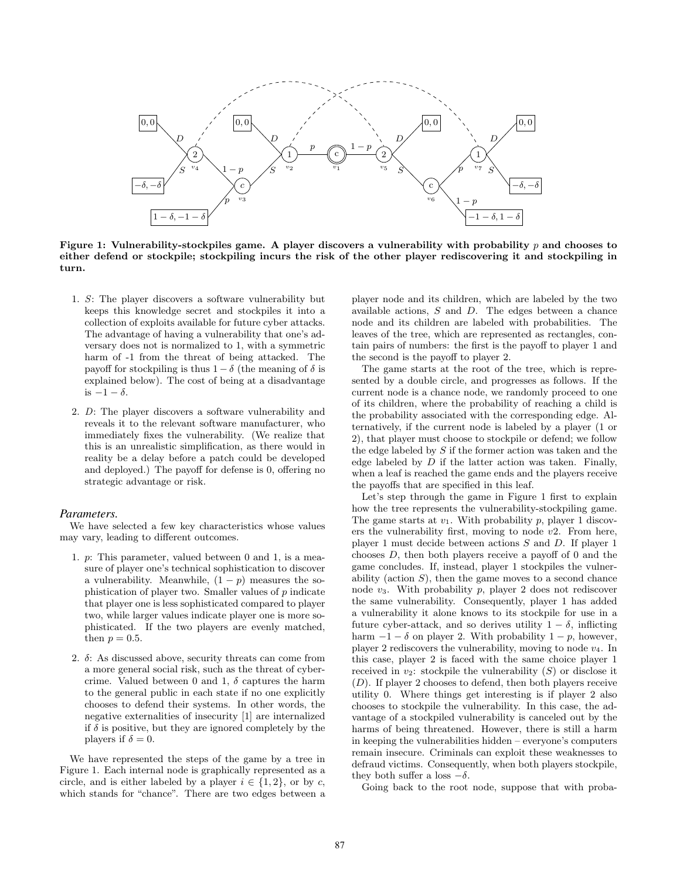**Figure 1: Vulnerability-stockpiles game. A player discovers a vulnerability with probability $p$ and chooses to either defend or stockpile; stockpiling incurs the risk of the other player rediscovering it and stockpiling in turn.**

1. $S$: The player discovers a software vulnerability but keeps this knowledge secret and stockpiles it into a collection of exploits available for future cyber attacks. The advantage of having a vulnerability that one's adversary does not is normalized to 1, with a symmetric harm of -1 from the threat of being attacked. The payoff for stockpiling is thus $1 - \delta$ (the meaning of $\delta$ is explained below). The cost of being at a disadvantage is $-1 - \delta$.

2. $D$: The player discovers a software vulnerability and reveals it to the relevant software manufacturer, who immediately fixes the vulnerability. (We realize that this is an unrealistic simplification, as there would in reality be a delay before a patch could be developed and deployed.) The payoff for defense is 0, offering no strategic advantage or risk.

### *Parameters.*

We have selected a few key characteristics whose values may vary, leading to different outcomes.

1. $p$: This parameter, valued between 0 and 1, is a measure of player one's technical sophistication to discover a vulnerability. Meanwhile, $(1 - p)$ measures the sophistication of player two. Smaller values of $p$ indicate that player one is less sophisticated compared to player two, while larger values indicate player one is more sophisticated. If the two players are evenly matched, then $p = 0.5$.

2. $\delta$: As discussed above, security threats can come from a more general social risk, such as the threat of cybercrime. Valued between 0 and 1, $\delta$ captures the harm to the general public in each state if no one explicitly chooses to defend their systems. In other words, the negative externalities of insecurity [1] are internalized if $\delta$ is positive, but they are ignored completely by the players if $\delta = 0$.

We have represented the steps of the game by a tree in Figure 1. Each internal node is graphically represented as a circle, and is either labeled by a player $i \in \{1, 2\}$, or by $c$, which stands for "chance". There are two edges between a player node and its children, which are labeled by the two available actions, $S$ and $D$. The edges between a chance node and its children are labeled with probabilities. The leaves of the tree, which are represented as rectangles, contain pairs of numbers: the first is the payoff to player 1 and the second is the payoff to player 2.

The game starts at the root of the tree, which is represented by a double circle, and progresses as follows. If the current node is a chance node, we randomly proceed to one of its children, where the probability of reaching a child is the probability associated with the corresponding edge. Alternatively, if the current node is labeled by a player (1 or 2), that player must choose to stockpile or defend; we follow the edge labeled by $S$ if the former action was taken and the edge labeled by $D$ if the latter action was taken. Finally, when a leaf is reached the game ends and the players receive the payoffs that are specified in this leaf.

Let's step through the game in Figure 1 first to explain how the tree represents the vulnerability-stockpiling game. The game starts at $v_1$. With probability $p$, player 1 discovers the vulnerability first, moving to node $v2$. From here, player 1 must decide between actions $S$ and $D$. If player 1 chooses $D$, then both players receive a payoff of 0 and the game concludes. If, instead, player 1 stockpiles the vulnerability (action $S$), then the game moves to a second chance node $v_3$. With probability $p$, player 2 does not rediscover the same vulnerability. Consequently, player 1 has added a vulnerability it alone knows to its stockpile for use in a future cyber-attack, and so derives utility $1 - \delta$, inflicting harm $-1 - \delta$ on player 2. With probability $1 - p$, however, player 2 rediscovers the vulnerability, moving to node $v_4$. In this case, player 2 is faced with the same choice player 1 received in $v_2$: stockpile the vulnerability ($S$) or disclose it ($D$). If player 2 chooses to defend, then both players receive utility 0. Where things get interesting is if player 2 also chooses to stockpile the vulnerability. In this case, the advantage of a stockpiled vulnerability is canceled out by the harms of being threatened. However, there is still a harm in keeping the vulnerabilities hidden – everyone's computers remain insecure. Criminals can exploit these weaknesses to defraud victims. Consequently, when both players stockpile, they both suffer a loss $-\delta$.

Going back to the root node, suppose that with proba-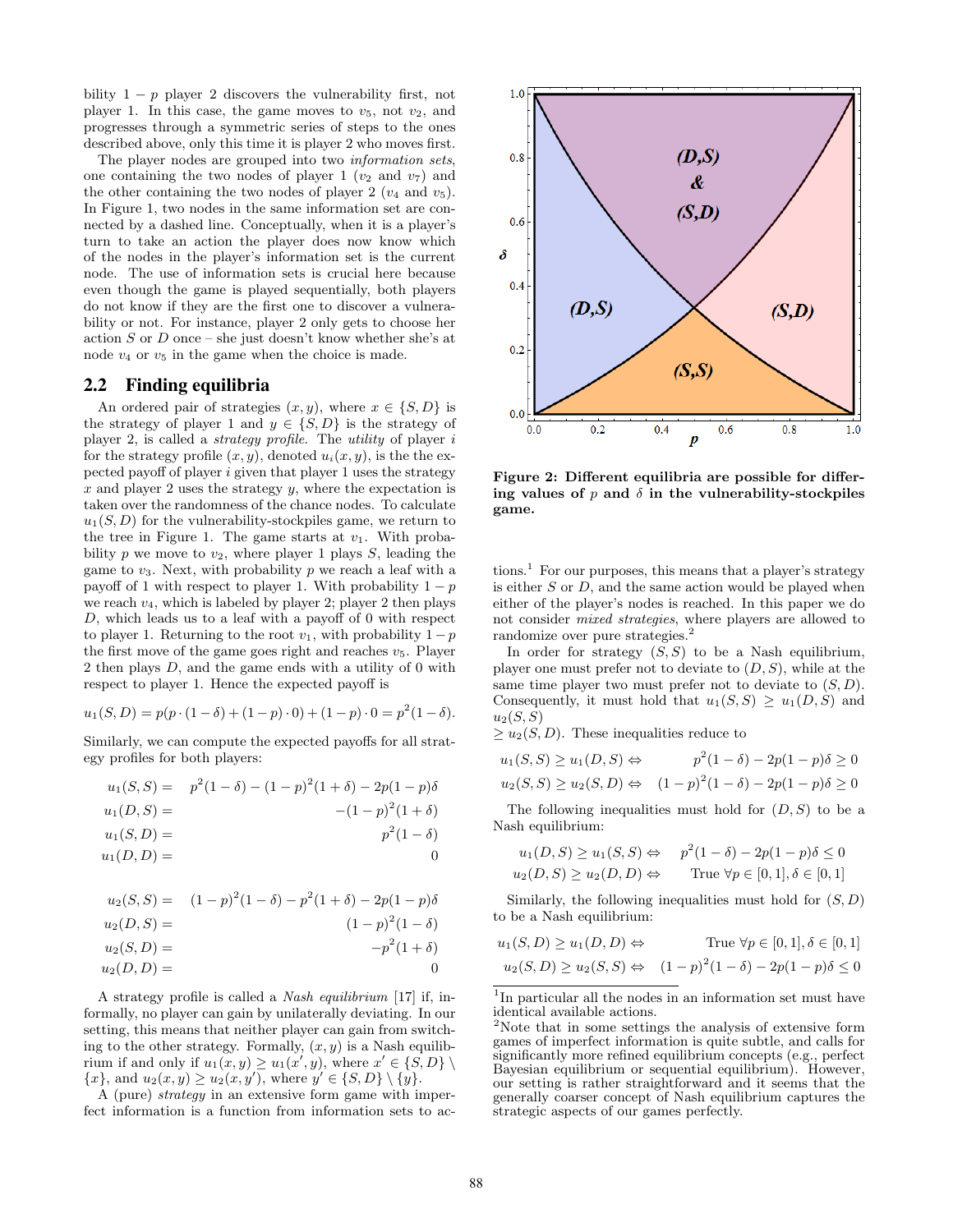bility $1-p$ player 2 discovers the vulnerability first, not player 1. In this case, the game moves to $v_5$, not $v_2$, and progresses through a symmetric series of steps to the ones described above, only this time it is player 2 who moves first.

The player nodes are grouped into two *information sets*, one containing the two nodes of player 1 ($v_2$ and $v_7$) and the other containing the two nodes of player 2 ($v_4$ and $v_5$). In Figure 1, two nodes in the same information set are connected by a dashed line. Conceptually, when it is a player's turn to take an action the player does now know which of the nodes in the player's information set is the current node. The use of information sets is crucial here because even though the game is played sequentially, both players do not know if they are the first one to discover a vulnerability or not. For instance, player 2 only gets to choose her action $S$ or $D$ once – she just doesn't know whether she's at node $v_4$ or $v_5$ in the game when the choice is made.

## 2.2 Finding equilibria

An ordered pair of strategies $(x, y)$, where $x \in \{S, D\}$ is the strategy of player 1 and $y \in \{S, D\}$ is the strategy of player 2, is called a *strategy profile*. The *utility* of player $i$ for the strategy profile $(x, y)$, denoted $u_i(x, y)$, is the the expected payoff of player $i$ given that player 1 uses the strategy $x$ and player 2 uses the strategy $y$, where the expectation is taken over the randomness of the chance nodes. To calculate $u_1(S, D)$ for the vulnerability-stockpiles game, we return to the tree in Figure 1. The game starts at $v_1$. With probability $p$ we move to $v_2$, where player 1 plays $S$, leading the game to $v_3$. Next, with probability $p$ we reach a leaf with a payoff of 1 with respect to player 1. With probability $1-p$ we reach $v_4$, which is labeled by player 2; player 2 then plays $D$, which leads us to a leaf with a payoff of 0 with respect to player 1. Returning to the root $v_1$, with probability $1-p$ the first move of the game goes right and reaches $v_5$. Player 2 then plays $D$, and the game ends with a utility of 0 with respect to player 1. Hence the expected payoff is

$$u_1(S, D) = p(p \cdot (1-\delta) + (1-p) \cdot 0) + (1-p) \cdot 0 = p^2(1-\delta).$$

Similarly, we can compute the expected payoffs for all strategy profiles for both players:

$$\begin{aligned}
u_1(S, S) &= p^2(1-\delta) - (1-p)^2(1+\delta) - 2p(1-p)\delta \\
u_1(D, S) &= -(1-p)^2(1+\delta) \\
u_1(S, D) &= p^2(1-\delta) \\
u_1(D, D) &= 0
\end{aligned}$$

$$\begin{aligned}
u_2(S, S) &= (1-p)^2(1-\delta) - p^2(1+\delta) - 2p(1-p)\delta \\
u_2(D, S) &= (1-p)^2(1-\delta) \\
u_2(S, D) &= -p^2(1+\delta) \\
u_2(D, D) &= 0
\end{aligned}$$

A strategy profile is called a *Nash equilibrium* [17] if, informally, no player can gain by unilaterally deviating. In our setting, this means that neither player can gain from switching to the other strategy. Formally, $(x, y)$ is a Nash equilibrium if and only if $u_1(x, y) \geq u_1(x', y)$, where $x' \in \{S, D\} \setminus \{x\}$, and $u_2(x, y) \geq u_2(x, y')$, where $y' \in \{S, D\} \setminus \{y\}$.

A (pure) *strategy* in an extensive form game with imperfect information is a function from information sets to actions.[1] For our purposes, this means that a player's strategy is either $S$ or $D$, and the same action would be played when either of the player's nodes is reached. In this paper we do not consider *mixed strategies*, where players are allowed to randomize over pure strategies.[2]

In order for strategy $(S, S)$ to be a Nash equilibrium, player one must prefer not to deviate to $(D, S)$, while at the same time player two must prefer not to deviate to $(S, D)$. Consequently, it must hold that $u_1(S, S) \geq u_1(D, S)$ and $u_2(S, S) \geq u_2(S, D)$. These inequalities reduce to

$$\begin{aligned}
u_1(S, S) \geq u_1(D, S) &\Leftrightarrow \quad p^2(1-\delta) - 2p(1-p)\delta \geq 0 \\
u_2(S, S) \geq u_2(S, D) &\Leftrightarrow \quad (1-p)^2(1-\delta) - 2p(1-p)\delta \geq 0
\end{aligned}$$

The following inequalities must hold for $(D, S)$ to be a Nash equilibrium:

$$\begin{aligned}
u_1(D, S) \geq u_1(S, S) &\Leftrightarrow \quad p^2(1-\delta) - 2p(1-p)\delta \leq 0 \\
u_2(D, S) \geq u_2(D, D) &\Leftrightarrow \quad \text{True } \forall p \in [0, 1], \delta \in [0, 1]
\end{aligned}$$

Similarly, the following inequalities must hold for $(S, D)$ to be a Nash equilibrium:

$$\begin{aligned}
u_1(S, D) \geq u_1(D, D) &\Leftrightarrow \quad \text{True } \forall p \in [0, 1], \delta \in [0, 1] \\
u_2(S, D) \geq u_2(S, S) &\Leftrightarrow \quad (1-p)^2(1-\delta) - 2p(1-p)\delta \leq 0
\end{aligned}$$

**Figure 2: Different equilibria are possible for differing values of $p$ and $\delta$ in the vulnerability-stockpiles game.**

[1] In particular all the nodes in an information set must have identical available actions.

[2] Note that in some settings the analysis of extensive form games of imperfect information is quite subtle, and calls for significantly more refined equilibrium concepts (e.g., perfect Bayesian equilibrium or sequential equilibrium). However, our setting is rather straightforward and it seems that the generally coarser concept of Nash equilibrium captures the strategic aspects of our games perfectly.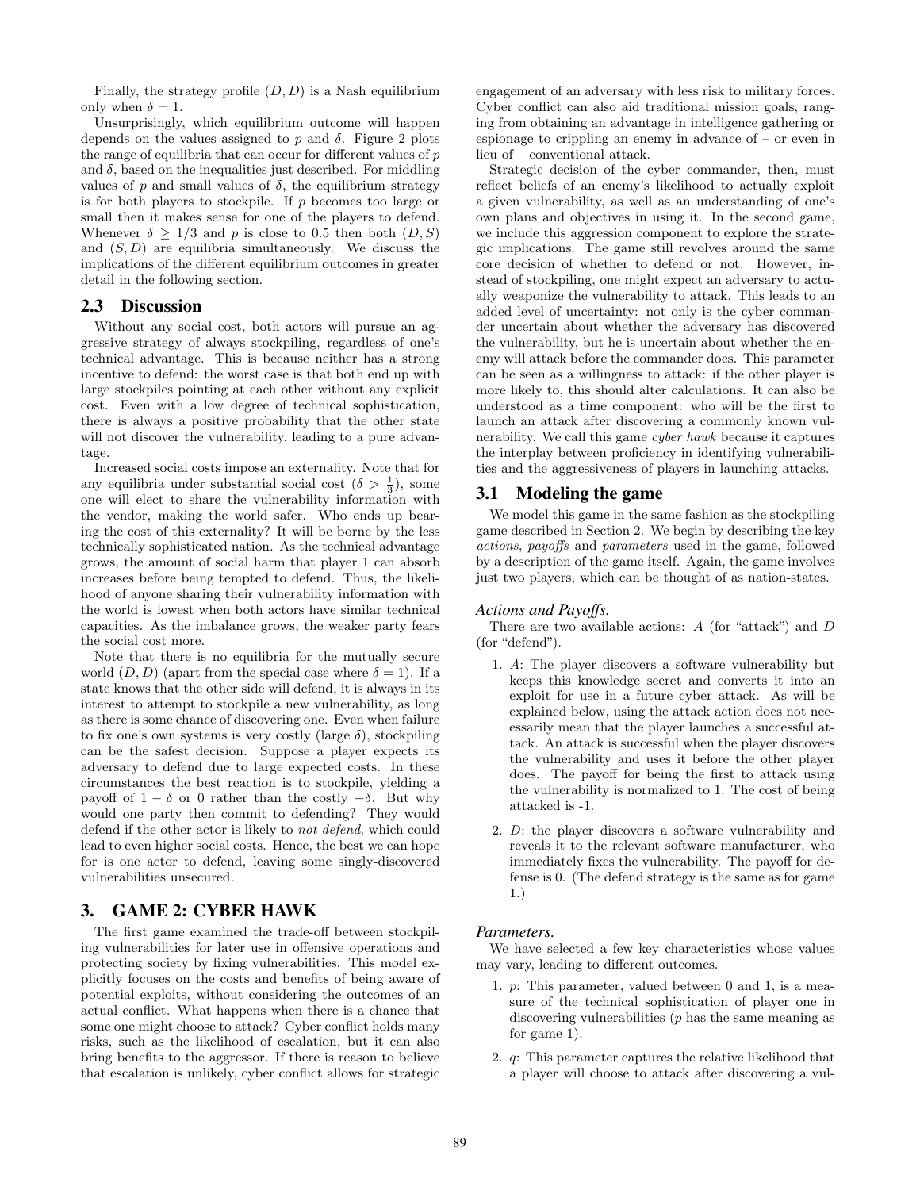Finally, the strategy profile $(D, D)$ is a Nash equilibrium only when $\delta = 1$.

Unsurprisingly, which equilibrium outcome will happen depends on the values assigned to $p$ and $\delta$. Figure 2 plots the range of equilibria that can occur for different values of $p$ and $\delta$, based on the inequalities just described. For middling values of $p$ and small values of $\delta$, the equilibrium strategy is for both players to stockpile. If $p$ becomes too large or small then it makes sense for one of the players to defend. Whenever $\delta \geq 1/3$ and $p$ is close to 0.5 then both $(D, S)$ and $(S, D)$ are equilibria simultaneously. We discuss the implications of the different equilibrium outcomes in greater detail in the following section.

## 2.3 Discussion

Without any social cost, both actors will pursue an aggressive strategy of always stockpiling, regardless of one's technical advantage. This is because neither has a strong incentive to defend: the worst case is that both end up with large stockpiles pointing at each other without any explicit cost. Even with a low degree of technical sophistication, there is always a positive probability that the other state will not discover the vulnerability, leading to a pure advantage.

Increased social costs impose an externality. Note that for any equilibria under substantial social cost ($\delta > \frac{1}{3}$), some one will elect to share the vulnerability information with the vendor, making the world safer. Who ends up bearing the cost of this externality? It will be borne by the less technically sophisticated nation. As the technical advantage grows, the amount of social harm that player 1 can absorb increases before being tempted to defend. Thus, the likelihood of anyone sharing their vulnerability information with the world is lowest when both actors have similar technical capacities. As the imbalance grows, the weaker party fears the social cost more.

Note that there is no equilibria for the mutually secure world $(D, D)$ (apart from the special case where $\delta = 1$). If a state knows that the other side will defend, it is always in its interest to attempt to stockpile a new vulnerability, as long as there is some chance of discovering one. Even when failure to fix one's own systems is very costly (large $\delta$), stockpiling can be the safest decision. Suppose a player expects its adversary to defend due to large expected costs. In these circumstances the best reaction is to stockpile, yielding a payoff of $1 - \delta$ or 0 rather than the costly $-\delta$. But why would one party then commit to defending? They would defend if the other actor is likely to *not defend*, which could lead to even higher social costs. Hence, the best we can hope for is one actor to defend, leaving some singly-discovered vulnerabilities unsecured.

# 3. GAME 2: CYBER HAWK

The first game examined the trade-off between stockpiling vulnerabilities for later use in offensive operations and protecting society by fixing vulnerabilities. This model explicitly focuses on the costs and benefits of being aware of potential exploits, without considering the outcomes of an actual conflict. What happens when there is a chance that some one might choose to attack? Cyber conflict holds many risks, such as the likelihood of escalation, but it can also bring benefits to the aggressor. If there is reason to believe that escalation is unlikely, cyber conflict allows for strategic engagement of an adversary with less risk to military forces. Cyber conflict can also aid traditional mission goals, ranging from obtaining an advantage in intelligence gathering or espionage to crippling an enemy in advance of – or even in lieu of – conventional attack.

Strategic decision of the cyber commander, then, must reflect beliefs of an enemy's likelihood to actually exploit a given vulnerability, as well as an understanding of one's own plans and objectives in using it. In the second game, we include this aggression component to explore the strategic implications. The game still revolves around the same core decision of whether to defend or not. However, instead of stockpiling, one might expect an adversary to actually weaponize the vulnerability to attack. This leads to an added level of uncertainty: not only is the cyber commander uncertain about whether the adversary has discovered the vulnerability, but he is uncertain about whether the enemy will attack before the commander does. This parameter can be seen as a willingness to attack: if the other player is more likely to, this should alter calculations. It can also be understood as a time component: who will be the first to launch an attack after discovering a commonly known vulnerability. We call this game *cyber hawk* because it captures the interplay between proficiency in identifying vulnerabilities and the aggressiveness of players in launching attacks.

## 3.1 Modeling the game

We model this game in the same fashion as the stockpiling game described in Section 2. We begin by describing the key *actions*, *payoffs* and *parameters* used in the game, followed by a description of the game itself. Again, the game involves just two players, which can be thought of as nation-states.

### *Actions and Payoffs.*

There are two available actions: $A$ (for "attack") and $D$ (for "defend").

1. $A$: The player discovers a software vulnerability but keeps this knowledge secret and converts it into an exploit for use in a future cyber attack. As will be explained below, using the attack action does not necessarily mean that the player launches a successful attack. An attack is successful when the player discovers the vulnerability and uses it before the other player does. The payoff for being the first to attack using the vulnerability is normalized to 1. The cost of being attacked is -1.

2. $D$: the player discovers a software vulnerability and reveals it to the relevant software manufacturer, who immediately fixes the vulnerability. The payoff for defense is 0. (The defend strategy is the same as for game 1.)

### *Parameters.*

We have selected a few key characteristics whose values may vary, leading to different outcomes.

1. $p$: This parameter, valued between 0 and 1, is a measure of the technical sophistication of player one in discovering vulnerabilities ($p$ has the same meaning as for game 1).

2. $q$: This parameter captures the relative likelihood that a player will choose to attack after discovering a vul-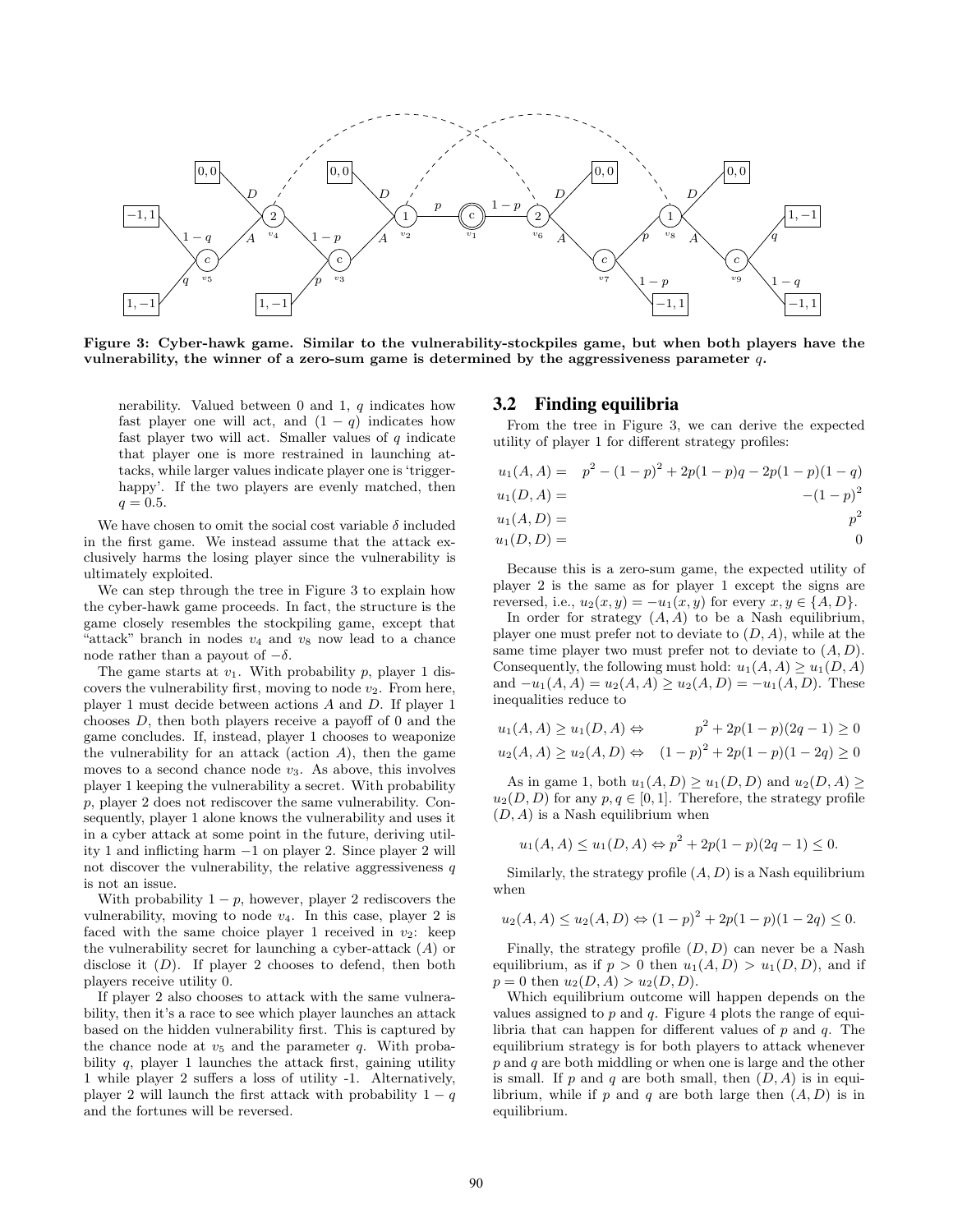**Figure 3: Cyber-hawk game. Similar to the vulnerability-stockpiles game, but when both players have the vulnerability, the winner of a zero-sum game is determined by the aggressiveness parameter $q$.**

nerability. Valued between 0 and 1, $q$ indicates how fast player one will act, and $(1-q)$ indicates how fast player two will act. Smaller values of $q$ indicate that player one is more restrained in launching attacks, while larger values indicate player one is 'trigger-happy'. If the two players are evenly matched, then $q = 0.5$.

We have chosen to omit the social cost variable $\delta$ included in the first game. We instead assume that the attack exclusively harms the losing player since the vulnerability is ultimately exploited.

We can step through the tree in Figure 3 to explain how the cyber-hawk game proceeds. In fact, the structure is the game closely resembles the stockpiling game, except that "attack" branch in nodes $v_4$ and $v_8$ now lead to a chance node rather than a payout of $-\delta$.

The game starts at $v_1$. With probability $p$, player 1 discovers the vulnerability first, moving to node $v_2$. From here, player 1 must decide between actions $A$ and $D$. If player 1 chooses $D$, then both players receive a payoff of 0 and the game concludes. If, instead, player 1 chooses to weaponize the vulnerability for an attack (action $A$), then the game moves to a second chance node $v_3$. As above, this involves player 1 keeping the vulnerability a secret. With probability $p$, player 2 does not rediscover the same vulnerability. Consequently, player 1 alone knows the vulnerability and uses it in a cyber attack at some point in the future, deriving utility 1 and inflicting harm $-1$ on player 2. Since player 2 will not discover the vulnerability, the relative aggressiveness $q$ is not an issue.

With probability $1-p$, however, player 2 rediscovers the vulnerability, moving to node $v_4$. In this case, player 2 is faced with the same choice player 1 received in $v_2$: keep the vulnerability secret for launching a cyber-attack ($A$) or disclose it ($D$). If player 2 chooses to defend, then both players receive utility 0.

If player 2 also chooses to attack with the same vulnerability, then it's a race to see which player launches an attack based on the hidden vulnerability first. This is captured by the chance node at $v_5$ and the parameter $q$. With probability $q$, player 1 launches the attack first, gaining utility 1 while player 2 suffers a loss of utility -1. Alternatively, player 2 will launch the first attack with probability $1-q$ and the fortunes will be reversed.

## 3.2 Finding equilibria

From the tree in Figure 3, we can derive the expected utility of player 1 for different strategy profiles:

$$
\begin{aligned}
u_1(A, A) &= p^2 - (1-p)^2 + 2p(1-p)q - 2p(1-p)(1-q) \\
u_1(D, A) &= -(1-p)^2 \\
u_1(A, D) &= p^2 \\
u_1(D, D) &= 0
\end{aligned}
$$

Because this is a zero-sum game, the expected utility of player 2 is the same as for player 1 except the signs are reversed, i.e., $u_2(x, y) = -u_1(x, y)$ for every $x, y \in \{A, D\}$.

In order for strategy $(A, A)$ to be a Nash equilibrium, player one must prefer not to deviate to $(D, A)$, while at the same time player two must prefer not to deviate to $(A, D)$. Consequently, the following must hold: $u_1(A, A) \geq u_1(D, A)$ and $-u_1(A, A) = u_2(A, A) \geq u_2(A, D) = -u_1(A, D)$. These inequalities reduce to

$$
\begin{aligned}
u_1(A, A) \geq u_1(D, A) &\Leftrightarrow \quad p^2 + 2p(1-p)(2q-1) \geq 0 \\
u_2(A, A) \geq u_2(A, D) &\Leftrightarrow \quad (1-p)^2 + 2p(1-p)(1-2q) \geq 0
\end{aligned}
$$

As in game 1, both $u_1(A, D) \geq u_1(D, D)$ and $u_2(D, A) \geq u_2(D, D)$ for any $p, q \in [0, 1]$. Therefore, the strategy profile $(D, A)$ is a Nash equilibrium when

$$
u_1(A, A) \leq u_1(D, A) \Leftrightarrow p^2 + 2p(1-p)(2q-1) \leq 0.
$$

Similarly, the strategy profile $(A, D)$ is a Nash equilibrium when

$$
u_2(A, A) \leq u_2(A, D) \Leftrightarrow (1-p)^2 + 2p(1-p)(1-2q) \leq 0.
$$

Finally, the strategy profile $(D, D)$ can never be a Nash equilibrium, as if $p > 0$ then $u_1(A, D) > u_1(D, D)$, and if $p = 0$ then $u_2(D, A) > u_2(D, D)$.

Which equilibrium outcome will happen depends on the values assigned to $p$ and $q$. Figure 4 plots the range of equilibria that can happen for different values of $p$ and $q$. The equilibrium strategy is for both players to attack whenever $p$ and $q$ are both middling or when one is large and the other is small. If $p$ and $q$ are both small, then $(D, A)$ is in equilibrium, while if $p$ and $q$ are both large then $(A, D)$ is in equilibrium.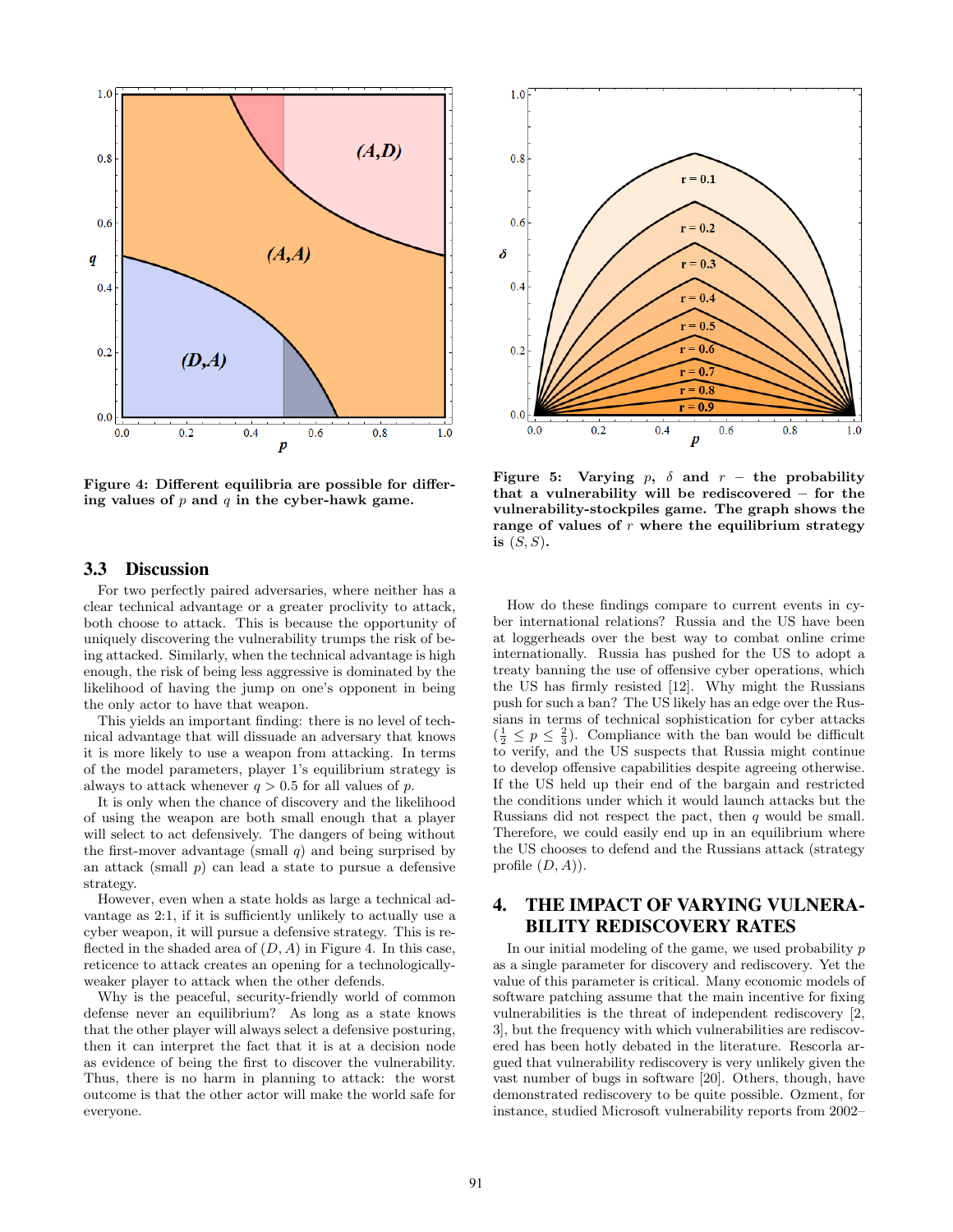(A,D)

(A,A)

(D,A)

q

p

1.0
0.8
0.6
0.4
0.2
0.0

0.0 0.2 0.4 0.6 0.8 1.0

**Figure 4: Different equilibria are possible for differing values of $p$ and $q$ in the cyber-hawk game.**

r = 0.1
r = 0.2
r = 0.3
r = 0.4
r = 0.5
r = 0.6
r = 0.7
r = 0.8
r = 0.9

δ

p

1.0
0.8
0.6
0.4
0.2
0.0

0.0 0.2 0.4 0.6 0.8 1.0

**Figure 5: Varying $p$, $\delta$ and $r$ – the probability that a vulnerability will be rediscovered – for the vulnerability-stockpiles game. The graph shows the range of values of $r$ where the equilibrium strategy is $(S, S)$.**

### 3.3 Discussion

For two perfectly paired adversaries, where neither has a clear technical advantage or a greater proclivity to attack, both choose to attack. This is because the opportunity of uniquely discovering the vulnerability trumps the risk of being attacked. Similarly, when the technical advantage is high enough, the risk of being less aggressive is dominated by the likelihood of having the jump on one's opponent in being the only actor to have that weapon.

This yields an important finding: there is no level of technical advantage that will dissuade an adversary that knows it is more likely to use a weapon from attacking. In terms of the model parameters, player 1's equilibrium strategy is always to attack whenever $q > 0.5$ for all values of $p$.

It is only when the chance of discovery and the likelihood of using the weapon are both small enough that a player will select to act defensively. The dangers of being without the first-mover advantage (small $q$) and being surprised by an attack (small $p$) can lead a state to pursue a defensive strategy.

However, even when a state holds as large a technical advantage as 2:1, if it is sufficiently unlikely to actually use a cyber weapon, it will pursue a defensive strategy. This is reflected in the shaded area of $(D, A)$ in Figure 4. In this case, reticence to attack creates an opening for a technologically-weaker player to attack when the other defends.

Why is the peaceful, security-friendly world of common defense never an equilibrium? As long as a state knows that the other player will always select a defensive posturing, then it can interpret the fact that it is at a decision node as evidence of being the first to discover the vulnerability. Thus, there is no harm in planning to attack: the worst outcome is that the other actor will make the world safe for everyone.

How do these findings compare to current events in cyber international relations? Russia and the US have been at loggerheads over the best way to combat online crime internationally. Russia has pushed for the US to adopt a treaty banning the use of offensive cyber operations, which the US has firmly resisted [12]. Why might the Russians push for such a ban? The US likely has an edge over the Russians in terms of technical sophistication for cyber attacks ($\frac{1}{2} \leq p \leq \frac{2}{3}$). Compliance with the ban would be difficult to verify, and the US suspects that Russia might continue to develop offensive capabilities despite agreeing otherwise. If the US held up their end of the bargain and restricted the conditions under which it would launch attacks but the Russians did not respect the pact, then $q$ would be small. Therefore, we could easily end up in an equilibrium where the US chooses to defend and the Russians attack (strategy profile $(D, A)$).

## 4. THE IMPACT OF VARYING VULNERABILITY REDISCOVERY RATES

In our initial modeling of the game, we used probability $p$ as a single parameter for discovery and rediscovery. Yet the value of this parameter is critical. Many economic models of software patching assume that the main incentive for fixing vulnerabilities is the threat of independent rediscovery [2, 3], but the frequency with which vulnerabilities are rediscovered has been hotly debated in the literature. Rescorla argued that vulnerability rediscovery is very unlikely given the vast number of bugs in software [20]. Others, though, have demonstrated rediscovery to be quite possible. Ozment, for instance, studied Microsoft vulnerability reports from 2002–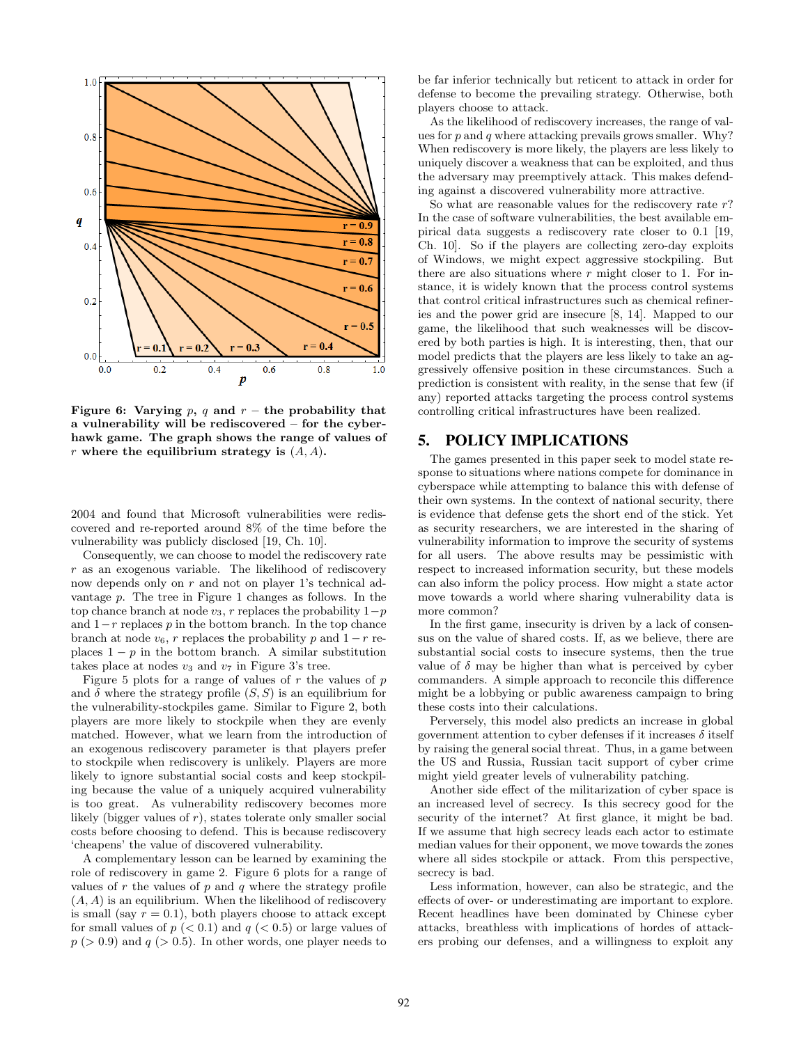1.0
0.8
0.6
q
0.4
0.2
0.0
0.0 0.2 0.4 0.6 0.8 1.0
p
r = 0.9
r = 0.8
r = 0.7
r = 0.6
r = 0.5
r = 0.1 r = 0.2 r = 0.3 r = 0.4

**Figure 6: Varying $p$, $q$ and $r$ – the probability that a vulnerability will be rediscovered – for the cyber-hawk game. The graph shows the range of values of $r$ where the equilibrium strategy is $(A, A)$.**

2004 and found that Microsoft vulnerabilities were rediscovered and re-reported around 8% of the time before the vulnerability was publicly disclosed [19, Ch. 10].

Consequently, we can choose to model the rediscovery rate $r$ as an exogenous variable. The likelihood of rediscovery now depends only on $r$ and not on player 1's technical advantage $p$. The tree in Figure 1 changes as follows. In the top chance branch at node $v_3$, $r$ replaces the probability $1-p$ and $1-r$ replaces $p$ in the bottom branch. In the top chance branch at node $v_6$, $r$ replaces the probability $p$ and $1-r$ replaces $1-p$ in the bottom branch. A similar substitution takes place at nodes $v_3$ and $v_7$ in Figure 3's tree.

Figure 5 plots for a range of values of $r$ the values of $p$ and $\delta$ where the strategy profile $(S, S)$ is an equilibrium for the vulnerability-stockpiles game. Similar to Figure 2, both players are more likely to stockpile when they are evenly matched. However, what we learn from the introduction of an exogenous rediscovery parameter is that players prefer to stockpile when rediscovery is unlikely. Players are more likely to ignore substantial social costs and keep stockpiling because the value of a uniquely acquired vulnerability is too great. As vulnerability rediscovery becomes more likely (bigger values of $r$), states tolerate only smaller social costs before choosing to defend. This is because rediscovery 'cheapens' the value of discovered vulnerability.

A complementary lesson can be learned by examining the role of rediscovery in game 2. Figure 6 plots for a range of values of $r$ the values of $p$ and $q$ where the strategy profile $(A, A)$ is an equilibrium. When the likelihood of rediscovery is small (say $r = 0.1$), both players choose to attack except for small values of $p$ ($< 0.1$) and $q$ ($< 0.5$) or large values of $p$ ($> 0.9$) and $q$ ($> 0.5$). In other words, one player needs to be far inferior technically but reticent to attack in order for defense to become the prevailing strategy. Otherwise, both players choose to attack.

As the likelihood of rediscovery increases, the range of values for $p$ and $q$ where attacking prevails grows smaller. Why? When rediscovery is more likely, the players are less likely to uniquely discover a weakness that can be exploited, and thus the adversary may preemptively attack. This makes defending against a discovered vulnerability more attractive.

So what are reasonable values for the rediscovery rate $r$? In the case of software vulnerabilities, the best available empirical data suggests a rediscovery rate closer to 0.1 [19, Ch. 10]. So if the players are collecting zero-day exploits of Windows, we might expect aggressive stockpiling. But there are also situations where $r$ might closer to 1. For instance, it is widely known that the process control systems that control critical infrastructures such as chemical refineries and the power grid are insecure [8, 14]. Mapped to our game, the likelihood that such weaknesses will be discovered by both parties is high. It is interesting, then, that our model predicts that the players are less likely to take an aggressively offensive position in these circumstances. Such a prediction is consistent with reality, in the sense that few (if any) reported attacks targeting the process control systems controlling critical infrastructures have been realized.

## 5. POLICY IMPLICATIONS

The games presented in this paper seek to model state response to situations where nations compete for dominance in cyberspace while attempting to balance this with defense of their own systems. In the context of national security, there is evidence that defense gets the short end of the stick. Yet as security researchers, we are interested in the sharing of vulnerability information to improve the security of systems for all users. The above results may be pessimistic with respect to increased information security, but these models can also inform the policy process. How might a state actor move towards a world where sharing vulnerability data is more common?

In the first game, insecurity is driven by a lack of consensus on the value of shared costs. If, as we believe, there are substantial social costs to insecure systems, then the true value of $\delta$ may be higher than what is perceived by cyber commanders. A simple approach to reconcile this difference might be a lobbying or public awareness campaign to bring these costs into their calculations.

Perversely, this model also predicts an increase in global government attention to cyber defenses if it increases $\delta$ itself by raising the general social threat. Thus, in a game between the US and Russia, Russian tacit support of cyber crime might yield greater levels of vulnerability patching.

Another side effect of the militarization of cyber space is an increased level of secrecy. Is this secrecy good for the security of the internet? At first glance, it might be bad. If we assume that high secrecy leads each actor to estimate median values for their opponent, we move towards the zones where all sides stockpile or attack. From this perspective, secrecy is bad.

Less information, however, can also be strategic, and the effects of over- or underestimating are important to explore. Recent headlines have been dominated by Chinese cyber attacks, breathless with implications of hordes of attackers probing our defenses, and a willingness to exploit any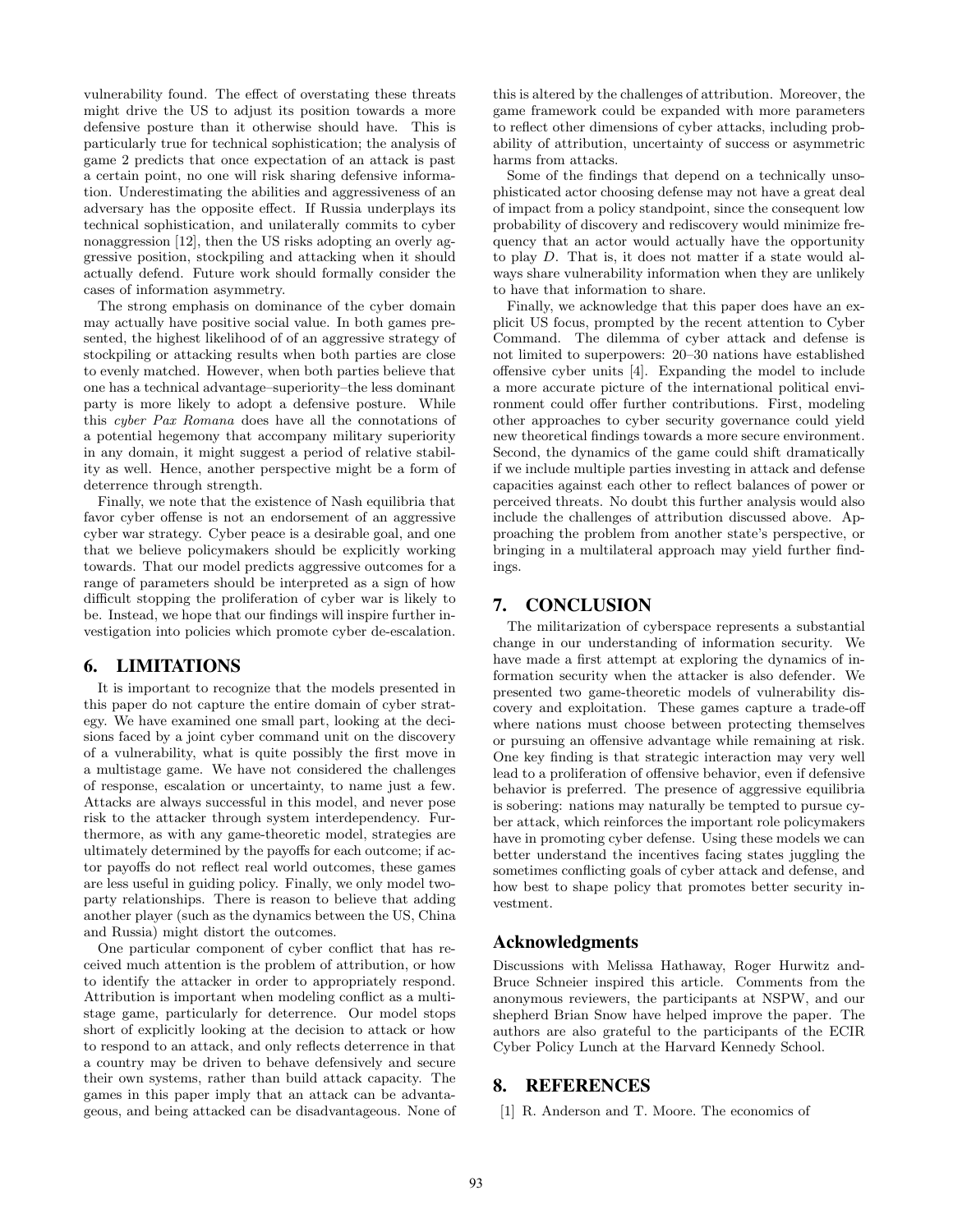vulnerability found. The effect of overstating these threats might drive the US to adjust its position towards a more defensive posture than it otherwise should have. This is particularly true for technical sophistication; the analysis of game 2 predicts that once expectation of an attack is past a certain point, no one will risk sharing defensive information. Underestimating the abilities and aggressiveness of an adversary has the opposite effect. If Russia underplays its technical sophistication, and unilaterally commits to cyber nonaggression [12], then the US risks adopting an overly aggressive position, stockpiling and attacking when it should actually defend. Future work should formally consider the cases of information asymmetry.

The strong emphasis on dominance of the cyber domain may actually have positive social value. In both games presented, the highest likelihood of of an aggressive strategy of stockpiling or attacking results when both parties are close to evenly matched. However, when both parties believe that one has a technical advantage–superiority–the less dominant party is more likely to adopt a defensive posture. While this *cyber Pax Romana* does have all the connotations of a potential hegemony that accompany military superiority in any domain, it might suggest a period of relative stability as well. Hence, another perspective might be a form of deterrence through strength.

Finally, we note that the existence of Nash equilibria that favor cyber offense is not an endorsement of an aggressive cyber war strategy. Cyber peace is a desirable goal, and one that we believe policymakers should be explicitly working towards. That our model predicts aggressive outcomes for a range of parameters should be interpreted as a sign of how difficult stopping the proliferation of cyber war is likely to be. Instead, we hope that our findings will inspire further investigation into policies which promote cyber de-escalation.

## 6. LIMITATIONS

It is important to recognize that the models presented in this paper do not capture the entire domain of cyber strategy. We have examined one small part, looking at the decisions faced by a joint cyber command unit on the discovery of a vulnerability, what is quite possibly the first move in a multistage game. We have not considered the challenges of response, escalation or uncertainty, to name just a few. Attacks are always successful in this model, and never pose risk to the attacker through system interdependency. Furthermore, as with any game-theoretic model, strategies are ultimately determined by the payoffs for each outcome; if actor payoffs do not reflect real world outcomes, these games are less useful in guiding policy. Finally, we only model two-party relationships. There is reason to believe that adding another player (such as the dynamics between the US, China and Russia) might distort the outcomes.

One particular component of cyber conflict that has received much attention is the problem of attribution, or how to identify the attacker in order to appropriately respond. Attribution is important when modeling conflict as a multistage game, particularly for deterrence. Our model stops short of explicitly looking at the decision to attack or how to respond to an attack, and only reflects deterrence in that a country may be driven to behave defensively and secure their own systems, rather than build attack capacity. The games in this paper imply that an attack can be advantageous, and being attacked can be disadvantageous. None of this is altered by the challenges of attribution. Moreover, the game framework could be expanded with more parameters to reflect other dimensions of cyber attacks, including probability of attribution, uncertainty of success or asymmetric harms from attacks.

Some of the findings that depend on a technically unsophisticated actor choosing defense may not have a great deal of impact from a policy standpoint, since the consequent low probability of discovery and rediscovery would minimize frequency that an actor would actually have the opportunity to play $D$. That is, it does not matter if a state would always share vulnerability information when they are unlikely to have that information to share.

Finally, we acknowledge that this paper does have an explicit US focus, prompted by the recent attention to Cyber Command. The dilemma of cyber attack and defense is not limited to superpowers: 20–30 nations have established offensive cyber units [4]. Expanding the model to include a more accurate picture of the international political environment could offer further contributions. First, modeling other approaches to cyber security governance could yield new theoretical findings towards a more secure environment. Second, the dynamics of the game could shift dramatically if we include multiple parties investing in attack and defense capacities against each other to reflect balances of power or perceived threats. No doubt this further analysis would also include the challenges of attribution discussed above. Approaching the problem from another state's perspective, or bringing in a multilateral approach may yield further findings.

## 7. CONCLUSION

The militarization of cyberspace represents a substantial change in our understanding of information security. We have made a first attempt at exploring the dynamics of information security when the attacker is also defender. We presented two game-theoretic models of vulnerability discovery and exploitation. These games capture a trade-off where nations must choose between protecting themselves or pursuing an offensive advantage while remaining at risk. One key finding is that strategic interaction may very well lead to a proliferation of offensive behavior, even if defensive behavior is preferred. The presence of aggressive equilibria is sobering: nations may naturally be tempted to pursue cyber attack, which reinforces the important role policymakers have in promoting cyber defense. Using these models we can better understand the incentives facing states juggling the sometimes conflicting goals of cyber attack and defense, and how best to shape policy that promotes better security investment.

## Acknowledgments

Discussions with Melissa Hathaway, Roger Hurwitz and-Bruce Schneier inspired this article. Comments from the anonymous reviewers, the participants at NSPW, and our shepherd Brian Snow have helped improve the paper. The authors are also grateful to the participants of the ECIR Cyber Policy Lunch at the Harvard Kennedy School.

## 8. REFERENCES

[1] R. Anderson and T. Moore. The economics of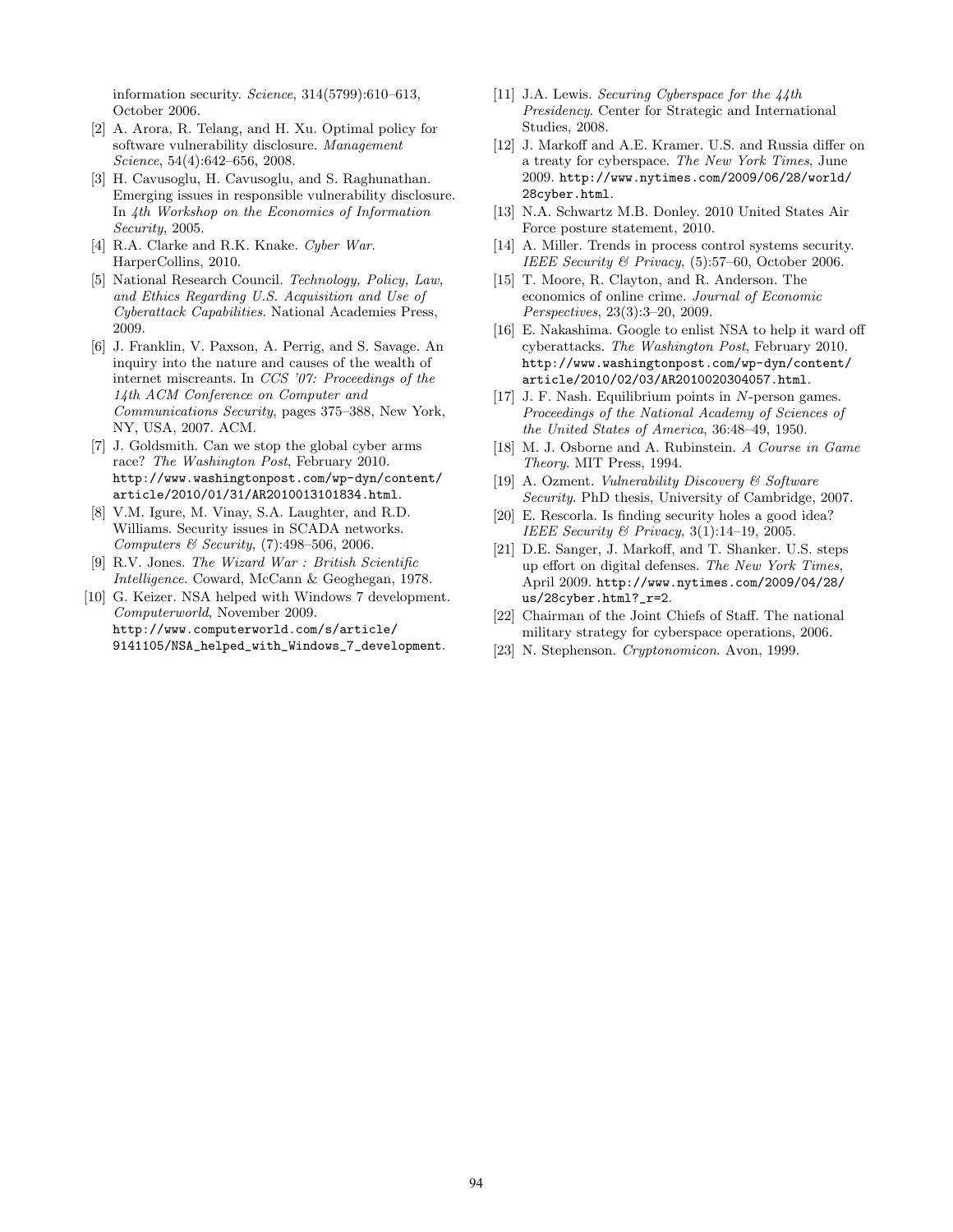information security. *Science*, 314(5799):610–613, October 2006.

[2] A. Arora, R. Telang, and H. Xu. Optimal policy for software vulnerability disclosure. *Management Science*, 54(4):642–656, 2008.

[3] H. Cavusoglu, H. Cavusoglu, and S. Raghunathan. Emerging issues in responsible vulnerability disclosure. In *4th Workshop on the Economics of Information Security*, 2005.

[4] R.A. Clarke and R.K. Knake. *Cyber War*. HarperCollins, 2010.

[5] National Research Council. *Technology, Policy, Law, and Ethics Regarding U.S. Acquisition and Use of Cyberattack Capabilities*. National Academies Press, 2009.

[6] J. Franklin, V. Paxson, A. Perrig, and S. Savage. An inquiry into the nature and causes of the wealth of internet miscreants. In *CCS '07: Proceedings of the 14th ACM Conference on Computer and Communications Security*, pages 375–388, New York, NY, USA, 2007. ACM.

[7] J. Goldsmith. Can we stop the global cyber arms race? *The Washington Post*, February 2010. http://www.washingtonpost.com/wp-dyn/content/article/2010/01/31/AR2010013101834.html.

[8] V.M. Igure, M. Vinay, S.A. Laughter, and R.D. Williams. Security issues in SCADA networks. *Computers & Security*, (7):498–506, 2006.

[9] R.V. Jones. *The Wizard War : British Scientific Intelligence*. Coward, McCann & Geoghegan, 1978.

[10] G. Keizer. NSA helped with Windows 7 development. *Computerworld*, November 2009. http://www.computerworld.com/s/article/9141105/NSA_helped_with_Windows_7_development.

[11] J.A. Lewis. *Securing Cyberspace for the 44th Presidency*. Center for Strategic and International Studies, 2008.

[12] J. Markoff and A.E. Kramer. U.S. and Russia differ on a treaty for cyberspace. *The New York Times*, June 2009. http://www.nytimes.com/2009/06/28/world/28cyber.html.

[13] N.A. Schwartz M.B. Donley. 2010 United States Air Force posture statement, 2010.

[14] A. Miller. Trends in process control systems security. *IEEE Security & Privacy*, (5):57–60, October 2006.

[15] T. Moore, R. Clayton, and R. Anderson. The economics of online crime. *Journal of Economic Perspectives*, 23(3):3–20, 2009.

[16] E. Nakashima. Google to enlist NSA to help it ward off cyberattacks. *The Washington Post*, February 2010. http://www.washingtonpost.com/wp-dyn/content/article/2010/02/03/AR2010020304057.html.

[17] J. F. Nash. Equilibrium points in $N$-person games. *Proceedings of the National Academy of Sciences of the United States of America*, 36:48–49, 1950.

[18] M. J. Osborne and A. Rubinstein. *A Course in Game Theory*. MIT Press, 1994.

[19] A. Ozment. *Vulnerability Discovery & Software Security*. PhD thesis, University of Cambridge, 2007.

[20] E. Rescorla. Is finding security holes a good idea? *IEEE Security & Privacy*, 3(1):14–19, 2005.

[21] D.E. Sanger, J. Markoff, and T. Shanker. U.S. steps up effort on digital defenses. *The New York Times*, April 2009. http://www.nytimes.com/2009/04/28/us/28cyber.html?_r=2.

[22] Chairman of the Joint Chiefs of Staff. The national military strategy for cyberspace operations, 2006.

[23] N. Stephenson. *Cryptonomicon*. Avon, 1999.